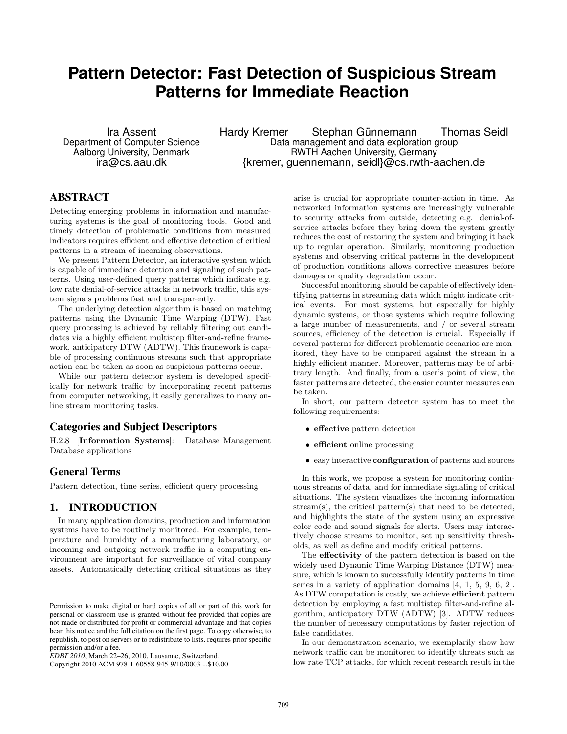# Pattern Detector: Fast Detection of Suspicious Stream Patterns for Immediate Reaction

Ira Assent
Department of Computer Science
Aalborg University, Denmark
ira@cs.aau.dk

Hardy Kremer, Stephan Günnemann, Thomas Seidl
Data management and data exploration group
RWTH Aachen University, Germany
{kremer, guennemann, seidl}@cs.rwth-aachen.de

## ABSTRACT

Detecting emerging problems in information and manufacturing systems is the goal of monitoring tools. Good and timely detection of problematic conditions from measured indicators requires efficient and effective detection of critical patterns in a stream of incoming observations.

We present Pattern Detector, an interactive system which is capable of immediate detection and signaling of such patterns. Using user-defined query patterns which indicate e.g. low rate denial-of-service attacks in network traffic, this system signals problems fast and transparently.

The underlying detection algorithm is based on matching patterns using the Dynamic Time Warping (DTW). Fast query processing is achieved by reliably filtering out candidates via a highly efficient multistep filter-and-refine framework, anticipatory DTW (ADTW). This framework is capable of processing continuous streams such that appropriate action can be taken as soon as suspicious patterns occur.

While our pattern detector system is developed specifically for network traffic by incorporating recent patterns from computer networking, it easily generalizes to many online stream monitoring tasks.

### Categories and Subject Descriptors

H.2.8 [**Information Systems**]: Database Management Database applications

### General Terms

Pattern detection, time series, efficient query processing

## 1. INTRODUCTION

In many application domains, production and information systems have to be routinely monitored. For example, temperature and humidity of a manufacturing laboratory, or incoming and outgoing network traffic in a computing environment are important for surveillance of vital company assets. Automatically detecting critical situations as they arise is crucial for appropriate counter-action in time. As networked information systems are increasingly vulnerable to security attacks from outside, detecting e.g. denial-of-service attacks before they bring down the system greatly reduces the cost of restoring the system and bringing it back up to regular operation. Similarly, monitoring production systems and observing critical patterns in the development of production conditions allows corrective measures before damages or quality degradation occur.

Successful monitoring should be capable of effectively identifying patterns in streaming data which might indicate critical events. For most systems, but especially for highly dynamic systems, or those systems which require following a large number of measurements, and / or several stream sources, efficiency of the detection is crucial. Especially if several patterns for different problematic scenarios are monitored, they have to be compared against the stream in a highly efficient manner. Moreover, patterns may be of arbitrary length. And finally, from a user's point of view, the faster patterns are detected, the easier counter measures can be taken.

In short, our pattern detector system has to meet the following requirements:

- **effective** pattern detection
- **efficient** online processing
- easy interactive **configuration** of patterns and sources

In this work, we propose a system for monitoring continuous streams of data, and for immediate signaling of critical situations. The system visualizes the incoming information stream(s), the critical pattern(s) that need to be detected, and highlights the state of the system using an expressive color code and sound signals for alerts. Users may interactively choose streams to monitor, set up sensitivity thresholds, as well as define and modify critical patterns.

The **effectivity** of the pattern detection is based on the widely used Dynamic Time Warping Distance (DTW) measure, which is known to successfully identify patterns in time series in a variety of application domains [4, 1, 5, 9, 6, 2]. As DTW computation is costly, we achieve **efficient** pattern detection by employing a fast multistep filter-and-refine algorithm, anticipatory DTW (ADTW) [3]. ADTW reduces the number of necessary computations by faster rejection of false candidates.

In our demonstration scenario, we exemplarily show how network traffic can be monitored to identify threats such as low rate TCP attacks, for which recent research result in the

Permission to make digital or hard copies of all or part of this work for personal or classroom use is granted without fee provided that copies are not made or distributed for profit or commercial advantage and that copies bear this notice and the full citation on the first page. To copy otherwise, to republish, to post on servers or to redistribute to lists, requires prior specific permission and/or a fee.
*EDBT 2010*, March 22–26, 2010, Lausanne, Switzerland.
Copyright 2010 ACM 978-1-60558-945-9/10/0003 ...$10.00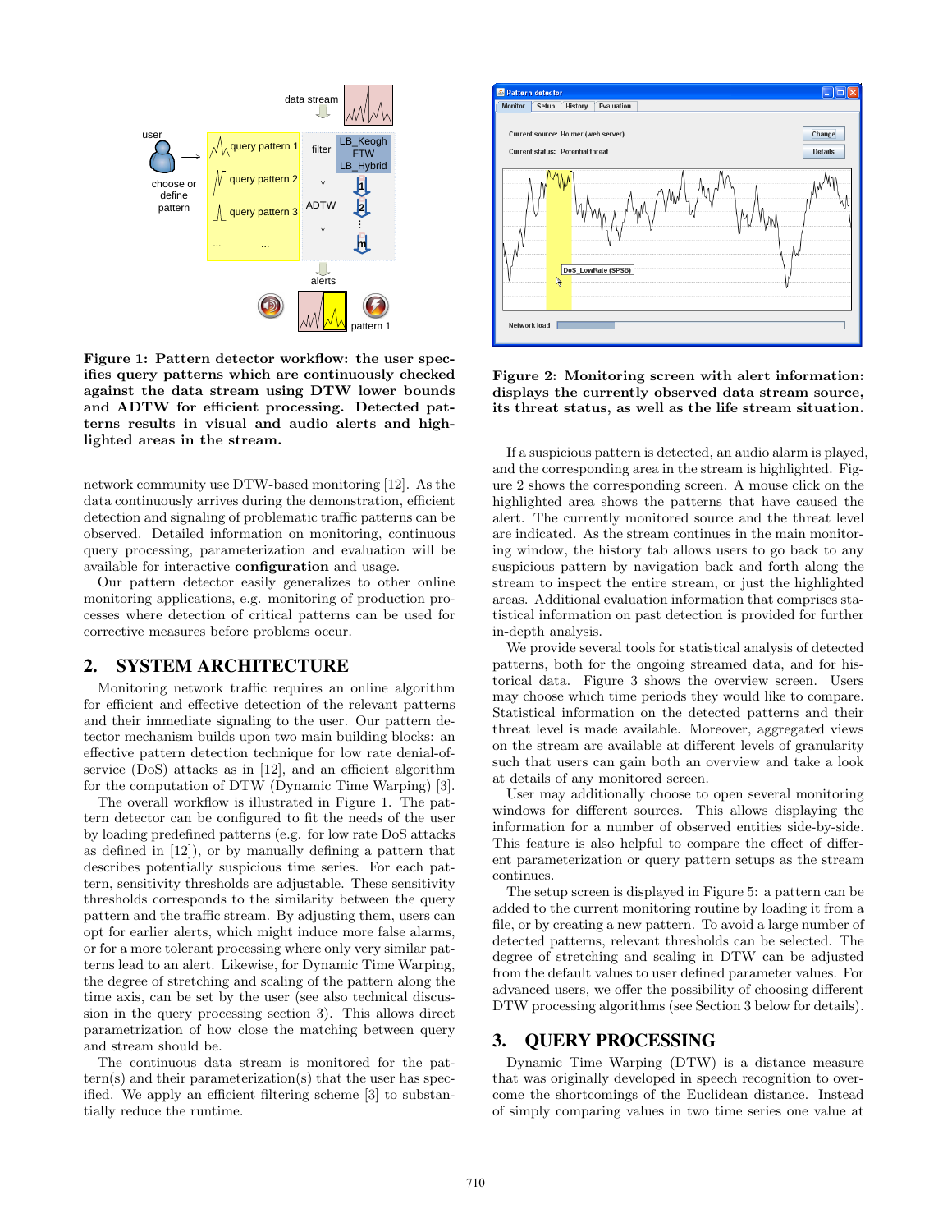**Figure 1: Pattern detector workflow: the user specifies query patterns which are continuously checked against the data stream using DTW lower bounds and ADTW for efficient processing. Detected patterns results in visual and audio alerts and highlighted areas in the stream.**

network community use DTW-based monitoring [12]. As the data continuously arrives during the demonstration, efficient detection and signaling of problematic traffic patterns can be observed. Detailed information on monitoring, continuous query processing, parameterization and evaluation will be available for interactive **configuration** and usage.

Our pattern detector easily generalizes to other online monitoring applications, e.g. monitoring of production processes where detection of critical patterns can be used for corrective measures before problems occur.

## 2. SYSTEM ARCHITECTURE

Monitoring network traffic requires an online algorithm for efficient and effective detection of the relevant patterns and their immediate signaling to the user. Our pattern detector mechanism builds upon two main building blocks: an effective pattern detection technique for low rate denial-of-service (DoS) attacks as in [12], and an efficient algorithm for the computation of DTW (Dynamic Time Warping) [3].

The overall workflow is illustrated in Figure 1. The pattern detector can be configured to fit the needs of the user by loading predefined patterns (e.g. for low rate DoS attacks as defined in [12]), or by manually defining a pattern that describes potentially suspicious time series. For each pattern, sensitivity thresholds are adjustable. These sensitivity thresholds corresponds to the similarity between the query pattern and the traffic stream. By adjusting them, users can opt for earlier alerts, which might induce more false alarms, or for a more tolerant processing where only very similar patterns lead to an alert. Likewise, for Dynamic Time Warping, the degree of stretching and scaling of the pattern along the time axis, can be set by the user (see also technical discussion in the query processing section 3). This allows direct parametrization of how close the matching between query and stream should be.

The continuous data stream is monitored for the pattern(s) and their parameterization(s) that the user has specified. We apply an efficient filtering scheme [3] to substantially reduce the runtime.

**Figure 2: Monitoring screen with alert information: displays the currently observed data stream source, its threat status, as well as the life stream situation.**

If a suspicious pattern is detected, an audio alarm is played, and the corresponding area in the stream is highlighted. Figure 2 shows the corresponding screen. A mouse click on the highlighted area shows the patterns that have caused the alert. The currently monitored source and the threat level are indicated. As the stream continues in the main monitoring window, the history tab allows users to go back to any suspicious pattern by navigation back and forth along the stream to inspect the entire stream, or just the highlighted areas. Additional evaluation information that comprises statistical information on past detection is provided for further in-depth analysis.

We provide several tools for statistical analysis of detected patterns, both for the ongoing streamed data, and for historical data. Figure 3 shows the overview screen. Users may choose which time periods they would like to compare. Statistical information on the detected patterns and their threat level is made available. Moreover, aggregated views on the stream are available at different levels of granularity such that users can gain both an overview and take a look at details of any monitored screen.

User may additionally choose to open several monitoring windows for different sources. This allows displaying the information for a number of observed entities side-by-side. This feature is also helpful to compare the effect of different parameterization or query pattern setups as the stream continues.

The setup screen is displayed in Figure 5: a pattern can be added to the current monitoring routine by loading it from a file, or by creating a new pattern. To avoid a large number of detected patterns, relevant thresholds can be selected. The degree of stretching and scaling in DTW can be adjusted from the default values to user defined parameter values. For advanced users, we offer the possibility of choosing different DTW processing algorithms (see Section 3 below for details).

## 3. QUERY PROCESSING

Dynamic Time Warping (DTW) is a distance measure that was originally developed in speech recognition to overcome the shortcomings of the Euclidean distance. Instead of simply comparing values in two time series one value at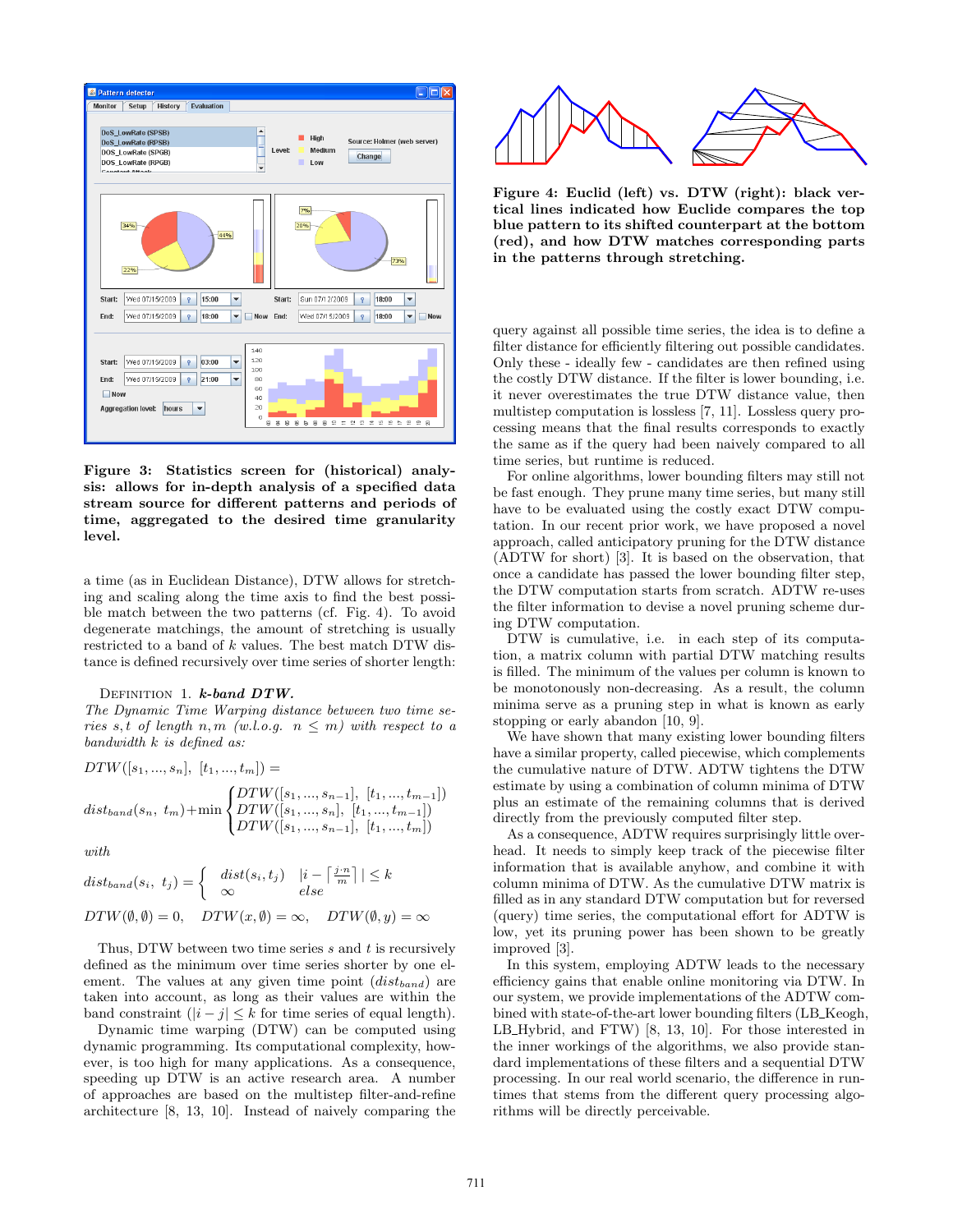**Figure 3: Statistics screen for (historical) analysis: allows for in-depth analysis of a specified data stream source for different patterns and periods of time, aggregated to the desired time granularity level.**

a time (as in Euclidean Distance), DTW allows for stretching and scaling along the time axis to find the best possible match between the two patterns (cf. Fig. 4). To avoid degenerate matchings, the amount of stretching is usually restricted to a band of $k$ values. The best match DTW distance is defined recursively over time series of shorter length:

Definition 1. ***k*-band DTW.**
*The Dynamic Time Warping distance between two time series $s, t$ of length $n, m$ (w.l.o.g. $n \leq m$) with respect to a bandwidth $k$ is defined as:*

$$DTW([s_1, ..., s_n], [t_1, ..., t_m]) =$$

$$dist_{band}(s_n, t_m) + \min \begin{cases} DTW([s_1, ..., s_{n-1}], [t_1, ..., t_{m-1}]) \\ DTW([s_1, ..., s_n], [t_1, ..., t_{m-1}]) \\ DTW([s_1, ..., s_{n-1}], [t_1, ..., t_m]) \end{cases}$$

*with*

$$dist_{band}(s_i, t_j) = \begin{cases} dist(s_i, t_j) & |i - \lceil \frac{j \cdot n}{m} \rceil| \leq k \\ \infty & else \end{cases}$$

$$DTW(\emptyset, \emptyset) = 0, \quad DTW(x, \emptyset) = \infty, \quad DTW(\emptyset, y) = \infty$$

Thus, DTW between two time series $s$ and $t$ is recursively defined as the minimum over time series shorter by one element. The values at any given time point ($dist_{band}$) are taken into account, as long as their values are within the band constraint ($|i - j| \leq k$ for time series of equal length).

Dynamic time warping (DTW) can be computed using dynamic programming. Its computational complexity, however, is too high for many applications. As a consequence, speeding up DTW is an active research area. A number of approaches are based on the multistep filter-and-refine architecture [8, 13, 10]. Instead of naively comparing the

**Figure 4: Euclid (left) vs. DTW (right): black vertical lines indicated how Euclide compares the top blue pattern to its shifted counterpart at the bottom (red), and how DTW matches corresponding parts in the patterns through stretching.**

query against all possible time series, the idea is to define a filter distance for efficiently filtering out possible candidates. Only these - ideally few - candidates are then refined using the costly DTW distance. If the filter is lower bounding, i.e. it never overestimates the true DTW distance value, then multistep computation is lossless [7, 11]. Lossless query processing means that the final results corresponds to exactly the same as if the query had been naively compared to all time series, but runtime is reduced.

For online algorithms, lower bounding filters may still not be fast enough. They prune many time series, but many still have to be evaluated using the costly exact DTW computation. In our recent prior work, we have proposed a novel approach, called anticipatory pruning for the DTW distance (ADTW for short) [3]. It is based on the observation, that once a candidate has passed the lower bounding filter step, the DTW computation starts from scratch. ADTW re-uses the filter information to devise a novel pruning scheme during DTW computation.

DTW is cumulative, i.e. in each step of its computation, a matrix column with partial DTW matching results is filled. The minimum of the values per column is known to be monotonously non-decreasing. As a result, the column minima serve as a pruning step in what is known as early stopping or early abandon [10, 9].

We have shown that many existing lower bounding filters have a similar property, called piecewise, which complements the cumulative nature of DTW. ADTW tightens the DTW estimate by using a combination of column minima of DTW plus an estimate of the remaining columns that is derived directly from the previously computed filter step.

As a consequence, ADTW requires surprisingly little overhead. It needs to simply keep track of the piecewise filter information that is available anyhow, and combine it with column minima of DTW. As the cumulative DTW matrix is filled as in any standard DTW computation but for reversed (query) time series, the computational effort for ADTW is low, yet its pruning power has been shown to be greatly improved [3].

In this system, employing ADTW leads to the necessary efficiency gains that enable online monitoring via DTW. In our system, we provide implementations of the ADTW combined with state-of-the-art lower bounding filters (LB_Keogh, LB_Hybrid, and FTW) [8, 13, 10]. For those interested in the inner workings of the algorithms, we also provide standard implementations of these filters and a sequential DTW processing. In our real world scenario, the difference in runtimes that stems from the different query processing algorithms will be directly perceivable.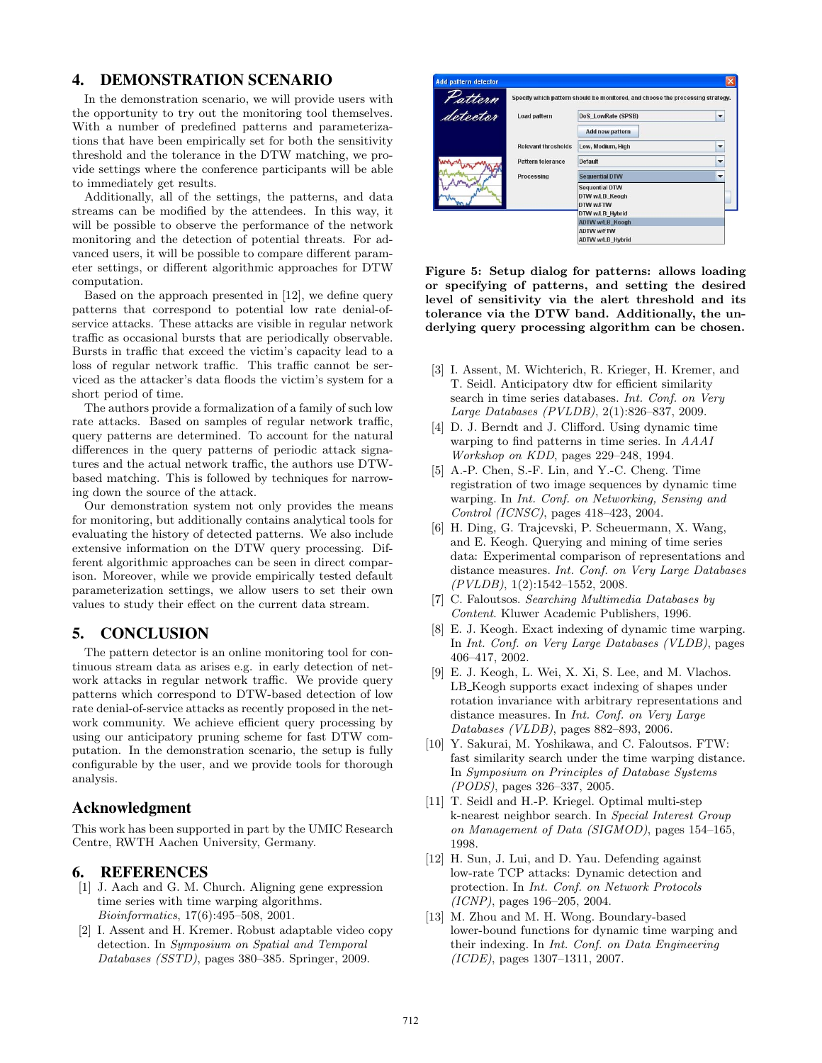## 4. DEMONSTRATION SCENARIO

In the demonstration scenario, we will provide users with the opportunity to try out the monitoring tool themselves. With a number of predefined patterns and parameterizations that have been empirically set for both the sensitivity threshold and the tolerance in the DTW matching, we provide settings where the conference participants will be able to immediately get results.

Additionally, all of the settings, the patterns, and data streams can be modified by the attendees. In this way, it will be possible to observe the performance of the network monitoring and the detection of potential threats. For advanced users, it will be possible to compare different parameter settings, or different algorithmic approaches for DTW computation.

Based on the approach presented in [12], we define query patterns that correspond to potential low rate denial-of-service attacks. These attacks are visible in regular network traffic as occasional bursts that are periodically observable. Bursts in traffic that exceed the victim's capacity lead to a loss of regular network traffic. This traffic cannot be serviced as the attacker's data floods the victim's system for a short period of time.

The authors provide a formalization of a family of such low rate attacks. Based on samples of regular network traffic, query patterns are determined. To account for the natural differences in the query patterns of periodic attack signatures and the actual network traffic, the authors use DTW-based matching. This is followed by techniques for narrowing down the source of the attack.

Our demonstration system not only provides the means for monitoring, but additionally contains analytical tools for evaluating the history of detected patterns. We also include extensive information on the DTW query processing. Different algorithmic approaches can be seen in direct comparison. Moreover, while we provide empirically tested default parameterization settings, we allow users to set their own values to study their effect on the current data stream.

## 5. CONCLUSION

The pattern detector is an online monitoring tool for continuous stream data as arises e.g. in early detection of network attacks in regular network traffic. We provide query patterns which correspond to DTW-based detection of low rate denial-of-service attacks as recently proposed in the network community. We achieve efficient query processing by using our anticipatory pruning scheme for fast DTW computation. In the demonstration scenario, the setup is fully configurable by the user, and we provide tools for thorough analysis.

## Acknowledgment

This work has been supported in part by the UMIC Research Centre, RWTH Aachen University, Germany.

Add pattern detector

Pattern detector

Specify which pattern should be monitored, and choose the processing strategy.

Load pattern: DoS_LowRate (SPSB)

Add new pattern

Relevant thresholds: Low, Medium, High

Pattern tolerance: Default

Processing: Sequential DTW

Sequential DTW
DTW w/LB_Keogh
DTW w/FTW
DTW w/LB_Hybrid
ADTW w/LB_Keogh
ADTW w/FTW
ADTW w/LB_Hybrid

**Figure 5: Setup dialog for patterns: allows loading or specifying of patterns, and setting the desired level of sensitivity via the alert threshold and its tolerance via the DTW band. Additionally, the underlying query processing algorithm can be chosen.**

## 6. REFERENCES

[1] J. Aach and G. M. Church. Aligning gene expression time series with time warping algorithms. *Bioinformatics*, 17(6):495–508, 2001.

[2] I. Assent and H. Kremer. Robust adaptable video copy detection. In *Symposium on Spatial and Temporal Databases (SSTD)*, pages 380–385. Springer, 2009.

[3] I. Assent, M. Wichterich, R. Krieger, H. Kremer, and T. Seidl. Anticipatory dtw for efficient similarity search in time series databases. *Int. Conf. on Very Large Databases (PVLDB)*, 2(1):826–837, 2009.

[4] D. J. Berndt and J. Clifford. Using dynamic time warping to find patterns in time series. In *AAAI Workshop on KDD*, pages 229–248, 1994.

[5] A.-P. Chen, S.-F. Lin, and Y.-C. Cheng. Time registration of two image sequences by dynamic time warping. In *Int. Conf. on Networking, Sensing and Control (ICNSC)*, pages 418–423, 2004.

[6] H. Ding, G. Trajcevski, P. Scheuermann, X. Wang, and E. Keogh. Querying and mining of time series data: Experimental comparison of representations and distance measures. *Int. Conf. on Very Large Databases (PVLDB)*, 1(2):1542–1552, 2008.

[7] C. Faloutsos. *Searching Multimedia Databases by Content*. Kluwer Academic Publishers, 1996.

[8] E. J. Keogh. Exact indexing of dynamic time warping. In *Int. Conf. on Very Large Databases (VLDB)*, pages 406–417, 2002.

[9] E. J. Keogh, L. Wei, X. Xi, S. Lee, and M. Vlachos. LB_Keogh supports exact indexing of shapes under rotation invariance with arbitrary representations and distance measures. In *Int. Conf. on Very Large Databases (VLDB)*, pages 882–893, 2006.

[10] Y. Sakurai, M. Yoshikawa, and C. Faloutsos. FTW: fast similarity search under the time warping distance. In *Symposium on Principles of Database Systems (PODS)*, pages 326–337, 2005.

[11] T. Seidl and H.-P. Kriegel. Optimal multi-step k-nearest neighbor search. In *Special Interest Group on Management of Data (SIGMOD)*, pages 154–165, 1998.

[12] H. Sun, J. Lui, and D. Yau. Defending against low-rate TCP attacks: Dynamic detection and protection. In *Int. Conf. on Network Protocols (ICNP)*, pages 196–205, 2004.

[13] M. Zhou and M. H. Wong. Boundary-based lower-bound functions for dynamic time warping and their indexing. In *Int. Conf. on Data Engineering (ICDE)*, pages 1307–1311, 2007.